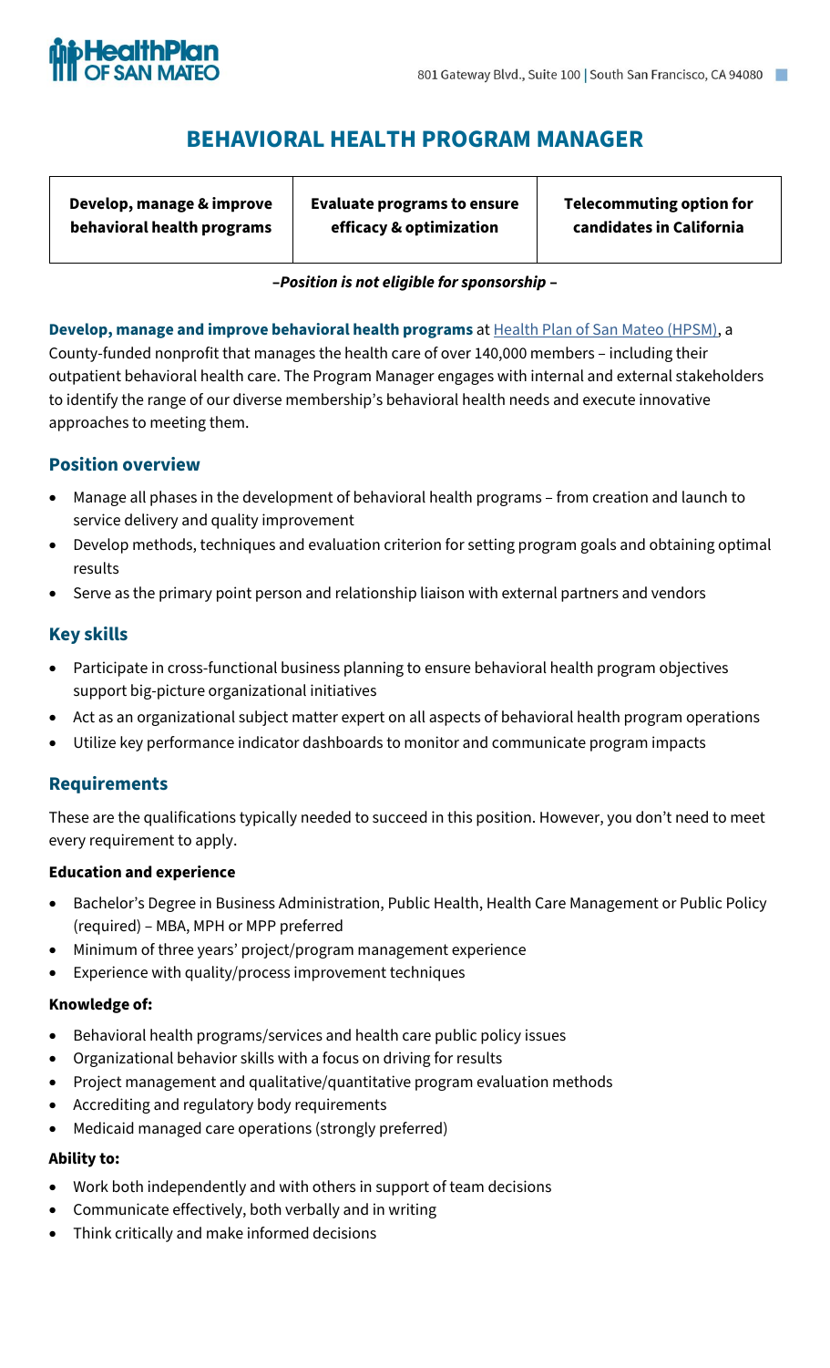HealthPlan OF SAN MATEO

801 Gateway Blvd., Suite 100 | South San Francisco, CA 94080

# BEHAVIORAL HEALTH PROGRAM MANAGER

| Develop, manage & improve behavioral health programs | Evaluate programs to ensure efficacy & optimization | Telecommuting option for candidates in California |
|---|---|---|

***–Position is not eligible for sponsorship –***

**Develop, manage and improve behavioral health programs** at Health Plan of San Mateo (HPSM), a County-funded nonprofit that manages the health care of over 140,000 members – including their outpatient behavioral health care. The Program Manager engages with internal and external stakeholders to identify the range of our diverse membership's behavioral health needs and execute innovative approaches to meeting them.

## Position overview

- Manage all phases in the development of behavioral health programs – from creation and launch to service delivery and quality improvement
- Develop methods, techniques and evaluation criterion for setting program goals and obtaining optimal results
- Serve as the primary point person and relationship liaison with external partners and vendors

## Key skills

- Participate in cross-functional business planning to ensure behavioral health program objectives support big-picture organizational initiatives
- Act as an organizational subject matter expert on all aspects of behavioral health program operations
- Utilize key performance indicator dashboards to monitor and communicate program impacts

## Requirements

These are the qualifications typically needed to succeed in this position. However, you don't need to meet every requirement to apply.

### Education and experience

- Bachelor's Degree in Business Administration, Public Health, Health Care Management or Public Policy (required) – MBA, MPH or MPP preferred
- Minimum of three years' project/program management experience
- Experience with quality/process improvement techniques

### Knowledge of:

- Behavioral health programs/services and health care public policy issues
- Organizational behavior skills with a focus on driving for results
- Project management and qualitative/quantitative program evaluation methods
- Accrediting and regulatory body requirements
- Medicaid managed care operations (strongly preferred)

### Ability to:

- Work both independently and with others in support of team decisions
- Communicate effectively, both verbally and in writing
- Think critically and make informed decisions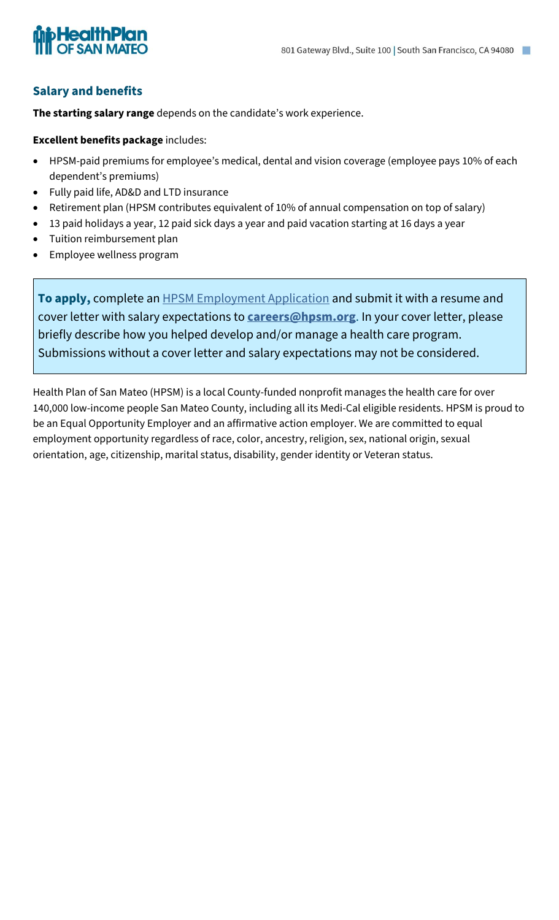## Salary and benefits

**The starting salary range** depends on the candidate's work experience.

**Excellent benefits package** includes:

- HPSM-paid premiums for employee's medical, dental and vision coverage (employee pays 10% of each dependent's premiums)
- Fully paid life, AD&D and LTD insurance
- Retirement plan (HPSM contributes equivalent of 10% of annual compensation on top of salary)
- 13 paid holidays a year, 12 paid sick days a year and paid vacation starting at 16 days a year
- Tuition reimbursement plan
- Employee wellness program

**To apply,** complete an HPSM Employment Application and submit it with a resume and cover letter with salary expectations to **careers@hpsm.org**. In your cover letter, please briefly describe how you helped develop and/or manage a health care program. Submissions without a cover letter and salary expectations may not be considered.

Health Plan of San Mateo (HPSM) is a local County-funded nonprofit manages the health care for over 140,000 low-income people San Mateo County, including all its Medi-Cal eligible residents. HPSM is proud to be an Equal Opportunity Employer and an affirmative action employer. We are committed to equal employment opportunity regardless of race, color, ancestry, religion, sex, national origin, sexual orientation, age, citizenship, marital status, disability, gender identity or Veteran status.